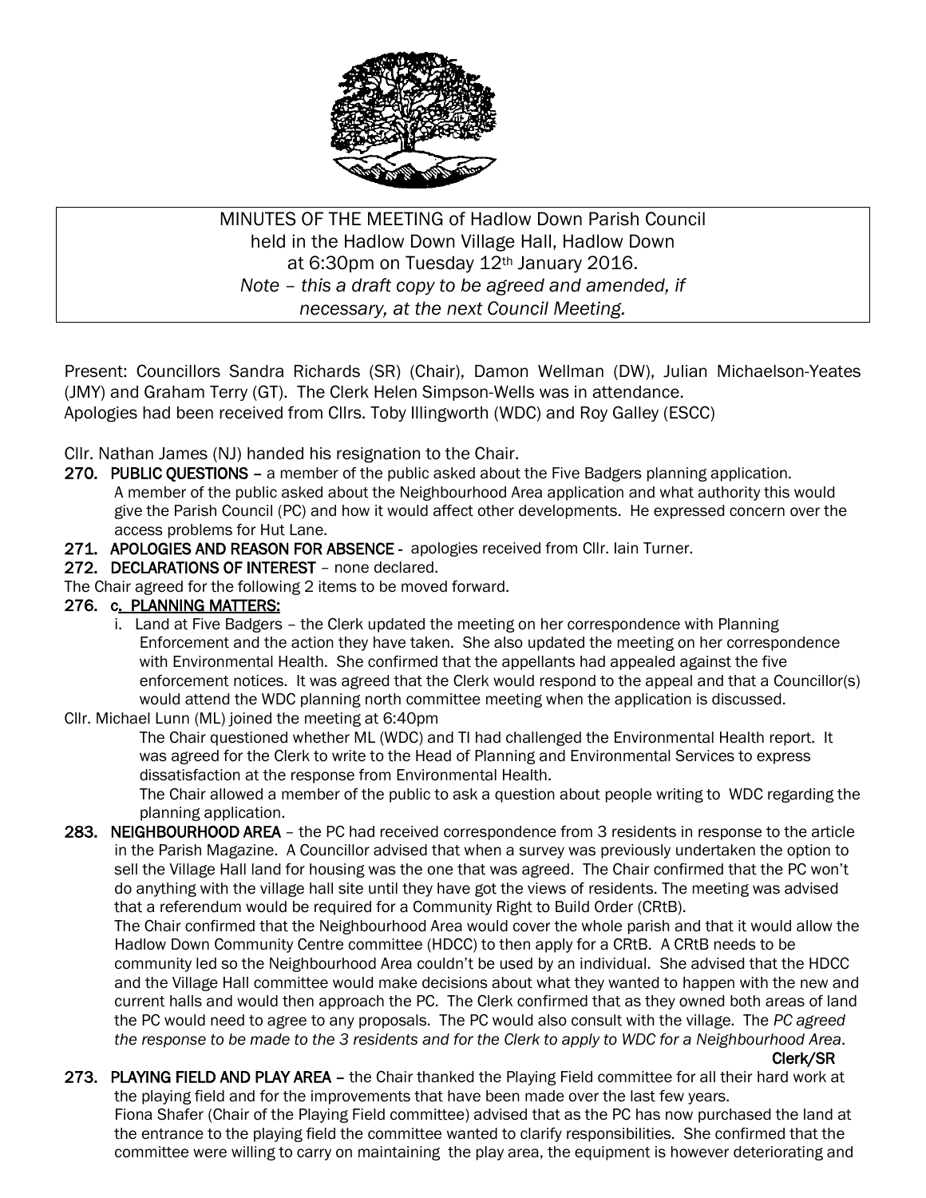MINUTES OF THE MEETING of Hadlow Down Parish Council
held in the Hadlow Down Village Hall, Hadlow Down
at 6:30pm on Tuesday 12th January 2016.
*Note – this a draft copy to be agreed and amended, if necessary, at the next Council Meeting.*

Present: Councillors Sandra Richards (SR) (Chair), Damon Wellman (DW), Julian Michaelson-Yeates (JMY) and Graham Terry (GT). The Clerk Helen Simpson-Wells was in attendance.
Apologies had been received from Cllrs. Toby Illingworth (WDC) and Roy Galley (ESCC)

Cllr. Nathan James (NJ) handed his resignation to the Chair.

**270. PUBLIC QUESTIONS** – a member of the public asked about the Five Badgers planning application. A member of the public asked about the Neighbourhood Area application and what authority this would give the Parish Council (PC) and how it would affect other developments. He expressed concern over the access problems for Hut Lane.

**271. APOLOGIES AND REASON FOR ABSENCE** - apologies received from Cllr. Iain Turner.

**272. DECLARATIONS OF INTEREST** – none declared.

The Chair agreed for the following 2 items to be moved forward.

**276. c. PLANNING MATTERS:**

i. Land at Five Badgers – the Clerk updated the meeting on her correspondence with Planning Enforcement and the action they have taken. She also updated the meeting on her correspondence with Environmental Health. She confirmed that the appellants had appealed against the five enforcement notices. It was agreed that the Clerk would respond to the appeal and that a Councillor(s) would attend the WDC planning north committee meeting when the application is discussed.

Cllr. Michael Lunn (ML) joined the meeting at 6:40pm

The Chair questioned whether ML (WDC) and TI had challenged the Environmental Health report. It was agreed for the Clerk to write to the Head of Planning and Environmental Services to express dissatisfaction at the response from Environmental Health.

The Chair allowed a member of the public to ask a question about people writing to WDC regarding the planning application.

**283. NEIGHBOURHOOD AREA** – the PC had received correspondence from 3 residents in response to the article in the Parish Magazine. A Councillor advised that when a survey was previously undertaken the option to sell the Village Hall land for housing was the one that was agreed. The Chair confirmed that the PC won't do anything with the village hall site until they have got the views of residents. The meeting was advised that a referendum would be required for a Community Right to Build Order (CRtB).

The Chair confirmed that the Neighbourhood Area would cover the whole parish and that it would allow the Hadlow Down Community Centre committee (HDCC) to then apply for a CRtB. A CRtB needs to be community led so the Neighbourhood Area couldn't be used by an individual. She advised that the HDCC and the Village Hall committee would make decisions about what they wanted to happen with the new and current halls and would then approach the PC. The Clerk confirmed that as they owned both areas of land the PC would need to agree to any proposals. The PC would also consult with the village. The *PC agreed the response to be made to the 3 residents and for the Clerk to apply to WDC for a Neighbourhood Area*.

**Clerk/SR**

**273. PLAYING FIELD AND PLAY AREA** – the Chair thanked the Playing Field committee for all their hard work at the playing field and for the improvements that have been made over the last few years.

Fiona Shafer (Chair of the Playing Field committee) advised that as the PC has now purchased the land at the entrance to the playing field the committee wanted to clarify responsibilities. She confirmed that the committee were willing to carry on maintaining the play area, the equipment is however deteriorating and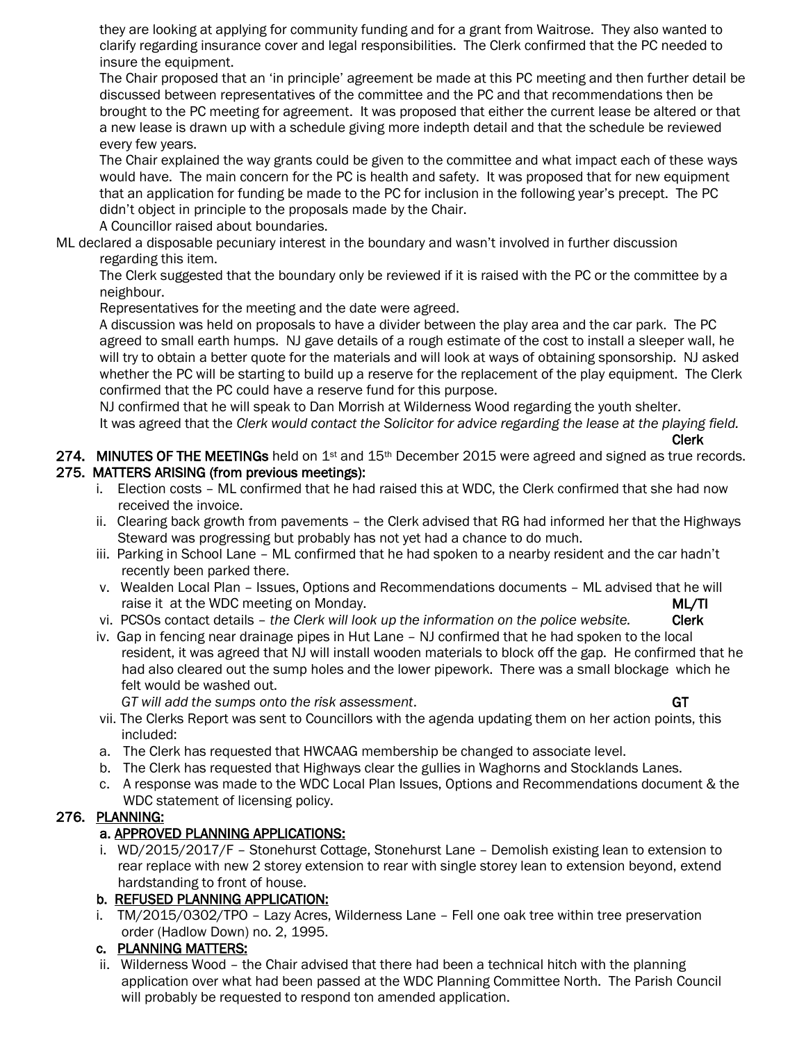they are looking at applying for community funding and for a grant from Waitrose. They also wanted to clarify regarding insurance cover and legal responsibilities. The Clerk confirmed that the PC needed to insure the equipment.

The Chair proposed that an 'in principle' agreement be made at this PC meeting and then further detail be discussed between representatives of the committee and the PC and that recommendations then be brought to the PC meeting for agreement. It was proposed that either the current lease be altered or that a new lease is drawn up with a schedule giving more indepth detail and that the schedule be reviewed every few years.

The Chair explained the way grants could be given to the committee and what impact each of these ways would have. The main concern for the PC is health and safety. It was proposed that for new equipment that an application for funding be made to the PC for inclusion in the following year's precept. The PC didn't object in principle to the proposals made by the Chair.

A Councillor raised about boundaries.

ML declared a disposable pecuniary interest in the boundary and wasn't involved in further discussion regarding this item.

The Clerk suggested that the boundary only be reviewed if it is raised with the PC or the committee by a neighbour.

Representatives for the meeting and the date were agreed.

A discussion was held on proposals to have a divider between the play area and the car park. The PC agreed to small earth humps. NJ gave details of a rough estimate of the cost to install a sleeper wall, he will try to obtain a better quote for the materials and will look at ways of obtaining sponsorship. NJ asked whether the PC will be starting to build up a reserve for the replacement of the play equipment. The Clerk confirmed that the PC could have a reserve fund for this purpose.

NJ confirmed that he will speak to Dan Morrish at Wilderness Wood regarding the youth shelter.

It was agreed that the *Clerk would contact the Solicitor for advice regarding the lease at the playing field.* **Clerk**

**274. MINUTES OF THE MEETINGs** held on 1st and 15th December 2015 were agreed and signed as true records.

**275. MATTERS ARISING (from previous meetings):**

i. Election costs – ML confirmed that he had raised this at WDC, the Clerk confirmed that she had now received the invoice.
ii. Clearing back growth from pavements – the Clerk advised that RG had informed her that the Highways Steward was progressing but probably has not yet had a chance to do much.
iii. Parking in School Lane – ML confirmed that he had spoken to a nearby resident and the car hadn't recently been parked there.
v. Wealden Local Plan – Issues, Options and Recommendations documents – ML advised that he will raise it at the WDC meeting on Monday. **ML/TI**
vi. PCSOs contact details – *the Clerk will look up the information on the police website.* **Clerk**
iv. Gap in fencing near drainage pipes in Hut Lane – NJ confirmed that he had spoken to the local resident, it was agreed that NJ will install wooden materials to block off the gap. He confirmed that he had also cleared out the sump holes and the lower pipework. There was a small blockage which he felt would be washed out.
*GT will add the sumps onto the risk assessment*. **GT**
vii. The Clerks Report was sent to Councillors with the agenda updating them on her action points, this included:
a. The Clerk has requested that HWCAAG membership be changed to associate level.
b. The Clerk has requested that Highways clear the gullies in Waghorns and Stocklands Lanes.
c. A response was made to the WDC Local Plan Issues, Options and Recommendations document & the WDC statement of licensing policy.

**276. PLANNING:**

**a. APPROVED PLANNING APPLICATIONS:**

i. WD/2015/2017/F – Stonehurst Cottage, Stonehurst Lane – Demolish existing lean to extension to rear replace with new 2 storey extension to rear with single storey lean to extension beyond, extend hardstanding to front of house.

**b. REFUSED PLANNING APPLICATION:**

i. TM/2015/0302/TPO – Lazy Acres, Wilderness Lane – Fell one oak tree within tree preservation order (Hadlow Down) no. 2, 1995.

**c. PLANNING MATTERS:**

ii. Wilderness Wood – the Chair advised that there had been a technical hitch with the planning application over what had been passed at the WDC Planning Committee North. The Parish Council will probably be requested to respond ton amended application.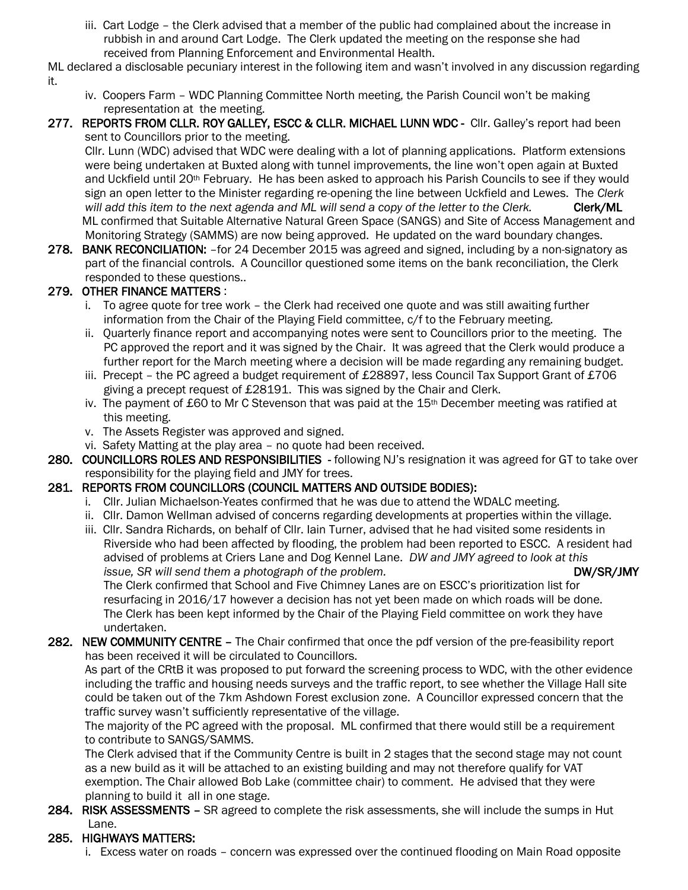iii. Cart Lodge – the Clerk advised that a member of the public had complained about the increase in rubbish in and around Cart Lodge. The Clerk updated the meeting on the response she had received from Planning Enforcement and Environmental Health.

ML declared a disclosable pecuniary interest in the following item and wasn't involved in any discussion regarding it.

iv. Coopers Farm – WDC Planning Committee North meeting, the Parish Council won't be making representation at the meeting.

**277. REPORTS FROM CLLR. ROY GALLEY, ESCC & CLLR. MICHAEL LUNN WDC -** Cllr. Galley's report had been sent to Councillors prior to the meeting.

Cllr. Lunn (WDC) advised that WDC were dealing with a lot of planning applications. Platform extensions were being undertaken at Buxted along with tunnel improvements, the line won't open again at Buxted and Uckfield until 20th February. He has been asked to approach his Parish Councils to see if they would sign an open letter to the Minister regarding re-opening the line between Uckfield and Lewes. The *Clerk will add this item to the next agenda and ML will send a copy of the letter to the Clerk.* **Clerk/ML**

ML confirmed that Suitable Alternative Natural Green Space (SANGS) and Site of Access Management and Monitoring Strategy (SAMMS) are now being approved. He updated on the ward boundary changes.

**278. BANK RECONCILIATION:** –for 24 December 2015 was agreed and signed, including by a non-signatory as part of the financial controls. A Councillor questioned some items on the bank reconciliation, the Clerk responded to these questions..

**279. OTHER FINANCE MATTERS** :

i. To agree quote for tree work – the Clerk had received one quote and was still awaiting further information from the Chair of the Playing Field committee, c/f to the February meeting.

ii. Quarterly finance report and accompanying notes were sent to Councillors prior to the meeting. The PC approved the report and it was signed by the Chair. It was agreed that the Clerk would produce a further report for the March meeting where a decision will be made regarding any remaining budget.

iii. Precept – the PC agreed a budget requirement of £28897, less Council Tax Support Grant of £706 giving a precept request of £28191. This was signed by the Chair and Clerk.

iv. The payment of £60 to Mr C Stevenson that was paid at the 15th December meeting was ratified at this meeting.

v. The Assets Register was approved and signed.

vi. Safety Matting at the play area – no quote had been received.

**280. COUNCILLORS ROLES AND RESPONSIBILITIES** - following NJ's resignation it was agreed for GT to take over responsibility for the playing field and JMY for trees.

**281. REPORTS FROM COUNCILLORS (COUNCIL MATTERS AND OUTSIDE BODIES):**

i. Cllr. Julian Michaelson-Yeates confirmed that he was due to attend the WDALC meeting.

ii. Cllr. Damon Wellman advised of concerns regarding developments at properties within the village.

iii. Cllr. Sandra Richards, on behalf of Cllr. Iain Turner, advised that he had visited some residents in Riverside who had been affected by flooding, the problem had been reported to ESCC. A resident had advised of problems at Criers Lane and Dog Kennel Lane. *DW and JMY agreed to look at this issue, SR will send them a photograph of the problem.* **DW/SR/JMY**

The Clerk confirmed that School and Five Chimney Lanes are on ESCC's prioritization list for resurfacing in 2016/17 however a decision has not yet been made on which roads will be done. The Clerk has been kept informed by the Chair of the Playing Field committee on work they have undertaken.

**282. NEW COMMUNITY CENTRE –** The Chair confirmed that once the pdf version of the pre-feasibility report has been received it will be circulated to Councillors.

As part of the CRtB it was proposed to put forward the screening process to WDC, with the other evidence including the traffic and housing needs surveys and the traffic report, to see whether the Village Hall site could be taken out of the 7km Ashdown Forest exclusion zone. A Councillor expressed concern that the traffic survey wasn't sufficiently representative of the village.

The majority of the PC agreed with the proposal. ML confirmed that there would still be a requirement to contribute to SANGS/SAMMS.

The Clerk advised that if the Community Centre is built in 2 stages that the second stage may not count as a new build as it will be attached to an existing building and may not therefore qualify for VAT exemption. The Chair allowed Bob Lake (committee chair) to comment. He advised that they were planning to build it all in one stage.

**284. RISK ASSESSMENTS –** SR agreed to complete the risk assessments, she will include the sumps in Hut Lane.

**285. HIGHWAYS MATTERS:**

i. Excess water on roads – concern was expressed over the continued flooding on Main Road opposite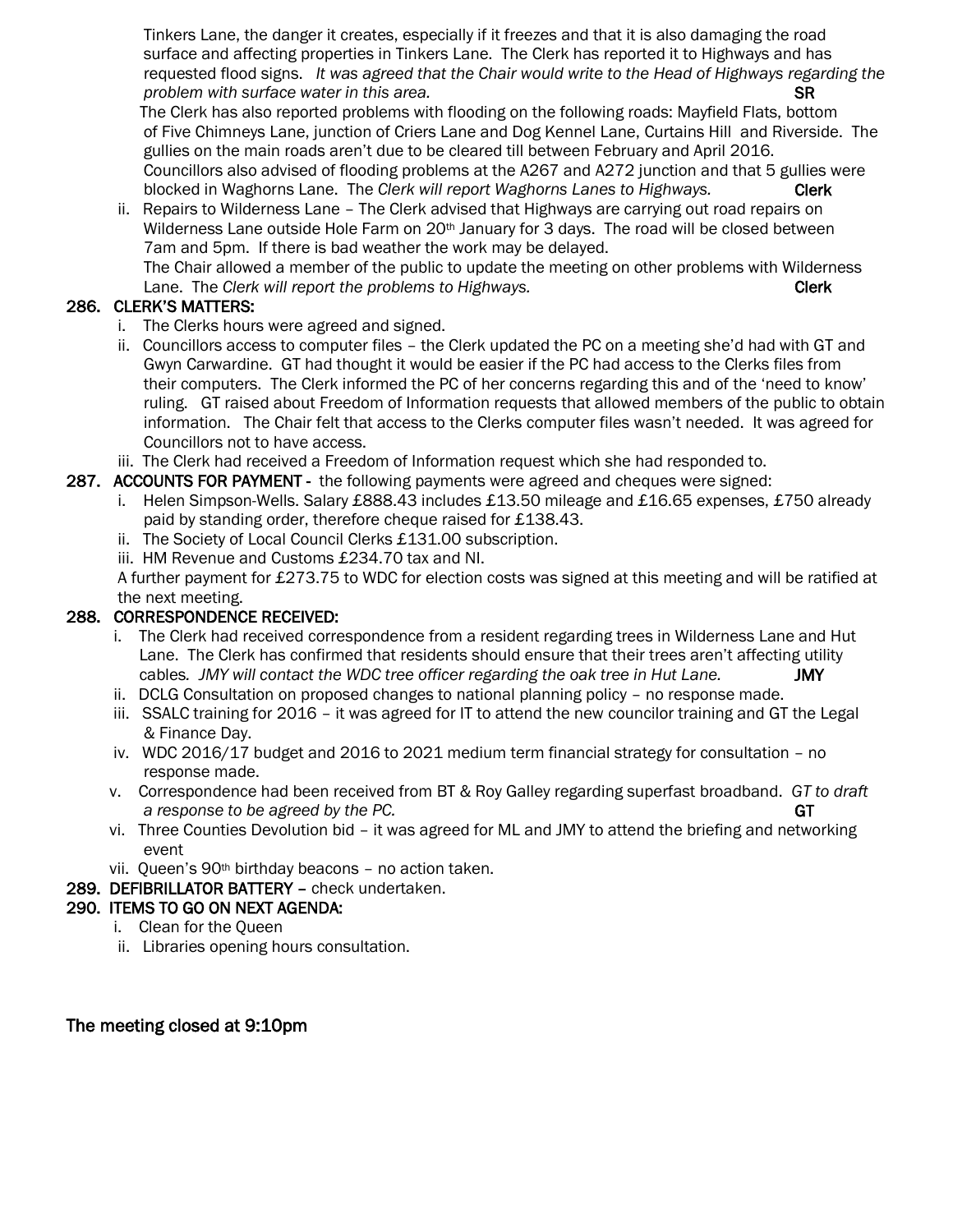Tinkers Lane, the danger it creates, especially if it freezes and that it is also damaging the road surface and affecting properties in Tinkers Lane. The Clerk has reported it to Highways and has requested flood signs. *It was agreed that the Chair would write to the Head of Highways regarding the problem with surface water in this area.* **SR**

The Clerk has also reported problems with flooding on the following roads: Mayfield Flats, bottom of Five Chimneys Lane, junction of Criers Lane and Dog Kennel Lane, Curtains Hill and Riverside. The gullies on the main roads aren't due to be cleared till between February and April 2016. Councillors also advised of flooding problems at the A267 and A272 junction and that 5 gullies were blocked in Waghorns Lane. The *Clerk will report Waghorns Lanes to Highways.* **Clerk**

ii. Repairs to Wilderness Lane – The Clerk advised that Highways are carrying out road repairs on Wilderness Lane outside Hole Farm on 20th January for 3 days. The road will be closed between 7am and 5pm. If there is bad weather the work may be delayed.
The Chair allowed a member of the public to update the meeting on other problems with Wilderness Lane. The *Clerk will report the problems to Highways.* **Clerk**

**286. CLERK'S MATTERS:**

i. The Clerks hours were agreed and signed.
ii. Councillors access to computer files – the Clerk updated the PC on a meeting she'd had with GT and Gwyn Carwardine. GT had thought it would be easier if the PC had access to the Clerks files from their computers. The Clerk informed the PC of her concerns regarding this and of the 'need to know' ruling. GT raised about Freedom of Information requests that allowed members of the public to obtain information. The Chair felt that access to the Clerks computer files wasn't needed. It was agreed for Councillors not to have access.
iii. The Clerk had received a Freedom of Information request which she had responded to.

**287. ACCOUNTS FOR PAYMENT -** the following payments were agreed and cheques were signed:

i. Helen Simpson-Wells. Salary £888.43 includes £13.50 mileage and £16.65 expenses, £750 already paid by standing order, therefore cheque raised for £138.43.
ii. The Society of Local Council Clerks £131.00 subscription.
iii. HM Revenue and Customs £234.70 tax and NI.

A further payment for £273.75 to WDC for election costs was signed at this meeting and will be ratified at the next meeting.

**288. CORRESPONDENCE RECEIVED:**

i. The Clerk had received correspondence from a resident regarding trees in Wilderness Lane and Hut Lane. The Clerk has confirmed that residents should ensure that their trees aren't affecting utility cables. *JMY will contact the WDC tree officer regarding the oak tree in Hut Lane.* **JMY**
ii. DCLG Consultation on proposed changes to national planning policy – no response made.
iii. SSALC training for 2016 – it was agreed for IT to attend the new councilor training and GT the Legal & Finance Day.
iv. WDC 2016/17 budget and 2016 to 2021 medium term financial strategy for consultation – no response made.
v. Correspondence had been received from BT & Roy Galley regarding superfast broadband. *GT to draft a response to be agreed by the PC.* **GT**
vi. Three Counties Devolution bid – it was agreed for ML and JMY to attend the briefing and networking event
vii. Queen's 90th birthday beacons – no action taken.

**289. DEFIBRILLATOR BATTERY –** check undertaken.

**290. ITEMS TO GO ON NEXT AGENDA:**

i. Clean for the Queen
ii. Libraries opening hours consultation.

**The meeting closed at 9:10pm**